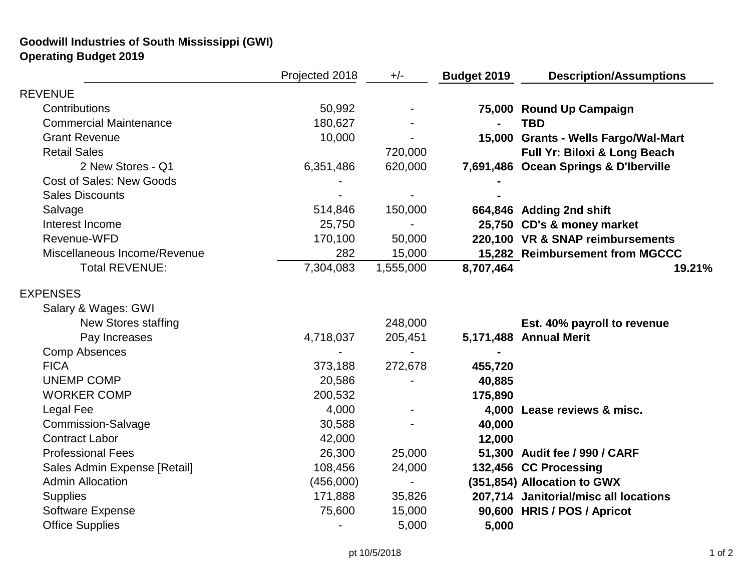**Goodwill Industries of South Mississippi (GWI)**
**Operating Budget 2019**

| | Projected 2018 | +/- | **Budget 2019** | **Description/Assumptions** |
|---|---|---|---|---|
| REVENUE | | | | |
| Contributions | 50,992 | - | **75,000** | **Round Up Campaign** |
| Commercial Maintenance | 180,627 | - | **-** | **TBD** |
| Grant Revenue | 10,000 | - | **15,000** | **Grants - Wells Fargo/Wal-Mart** |
| Retail Sales | | 720,000 | | **Full Yr: Biloxi & Long Beach** |
| 2 New Stores - Q1 | 6,351,486 | 620,000 | **7,691,486** | **Ocean Springs & D'Iberville** |
| Cost of Sales: New Goods | - | | **-** | |
| Sales Discounts | - | - | **-** | |
| Salvage | 514,846 | 150,000 | **664,846** | **Adding 2nd shift** |
| Interest Income | 25,750 | - | **25,750** | **CD's & money market** |
| Revenue-WFD | 170,100 | 50,000 | **220,100** | **VR & SNAP reimbursements** |
| Miscellaneous Income/Revenue | 282 | 15,000 | **15,282** | **Reimbursement from MGCCC** |
| Total REVENUE: | 7,304,083 | 1,555,000 | **8,707,464** | **19.21%** |
| EXPENSES | | | | |
| Salary & Wages: GWI | | | | |
| New Stores staffing | | 248,000 | | **Est. 40% payroll to revenue** |
| Pay Increases | 4,718,037 | 205,451 | **5,171,488** | **Annual Merit** |
| Comp Absences | - | - | **-** | |
| FICA | 373,188 | 272,678 | **455,720** | |
| UNEMP COMP | 20,586 | - | **40,885** | |
| WORKER COMP | 200,532 | | **175,890** | |
| Legal Fee | 4,000 | - | **4,000** | **Lease reviews & misc.** |
| Commission-Salvage | 30,588 | - | **40,000** | |
| Contract Labor | 42,000 | | **12,000** | |
| Professional Fees | 26,300 | 25,000 | **51,300** | **Audit fee / 990 / CARF** |
| Sales Admin Expense [Retail] | 108,456 | 24,000 | **132,456** | **CC Processing** |
| Admin Allocation | (456,000) | - | **(351,854)** | **Allocation to GWX** |
| Supplies | 171,888 | 35,826 | **207,714** | **Janitorial/misc all locations** |
| Software Expense | 75,600 | 15,000 | **90,600** | **HRIS / POS / Apricot** |
| Office Supplies | - | 5,000 | **5,000** | |

pt 10/5/2018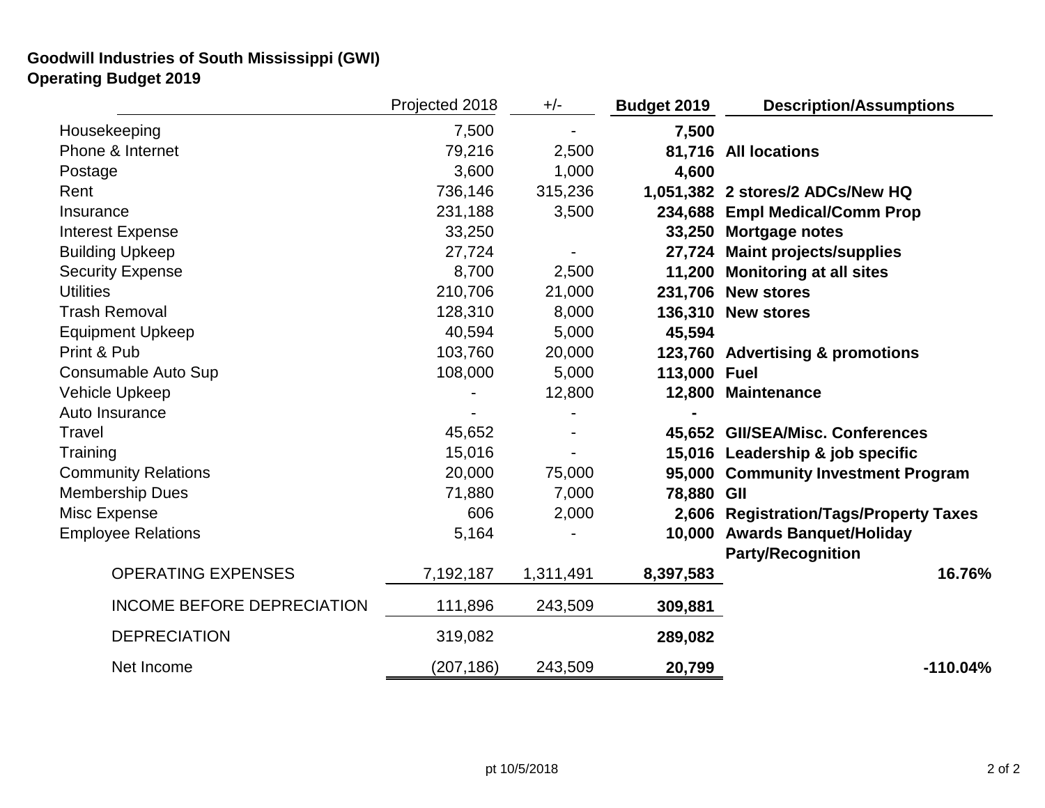**Goodwill Industries of South Mississippi (GWI)**
**Operating Budget 2019**

| | Projected 2018 | +/- | Budget 2019 | Description/Assumptions |
|---|---|---|---|---|
| Housekeeping | 7,500 | - | **7,500** | |
| Phone & Internet | 79,216 | 2,500 | **81,716** | **All locations** |
| Postage | 3,600 | 1,000 | **4,600** | |
| Rent | 736,146 | 315,236 | **1,051,382** | **2 stores/2 ADCs/New HQ** |
| Insurance | 231,188 | 3,500 | **234,688** | **Empl Medical/Comm Prop** |
| Interest Expense | 33,250 | | **33,250** | **Mortgage notes** |
| Building Upkeep | 27,724 | - | **27,724** | **Maint projects/supplies** |
| Security Expense | 8,700 | 2,500 | **11,200** | **Monitoring at all sites** |
| Utilities | 210,706 | 21,000 | **231,706** | **New stores** |
| Trash Removal | 128,310 | 8,000 | **136,310** | **New stores** |
| Equipment Upkeep | 40,594 | 5,000 | **45,594** | |
| Print & Pub | 103,760 | 20,000 | **123,760** | **Advertising & promotions** |
| Consumable Auto Sup | 108,000 | 5,000 | **113,000** | **Fuel** |
| Vehicle Upkeep | - | 12,800 | **12,800** | **Maintenance** |
| Auto Insurance | - | - | **-** | |
| Travel | 45,652 | - | **45,652** | **GII/SEA/Misc. Conferences** |
| Training | 15,016 | - | **15,016** | **Leadership & job specific** |
| Community Relations | 20,000 | 75,000 | **95,000** | **Community Investment Program** |
| Membership Dues | 71,880 | 7,000 | **78,880** | **GII** |
| Misc Expense | 606 | 2,000 | **2,606** | **Registration/Tags/Property Taxes** |
| Employee Relations | 5,164 | - | **10,000** | **Awards Banquet/Holiday Party/Recognition** |
| OPERATING EXPENSES | 7,192,187 | 1,311,491 | **8,397,583** | **16.76%** |
| INCOME BEFORE DEPRECIATION | 111,896 | 243,509 | **309,881** | |
| DEPRECIATION | 319,082 | | **289,082** | |
| Net Income | (207,186) | 243,509 | **20,799** | **-110.04%** |

pt 10/5/2018